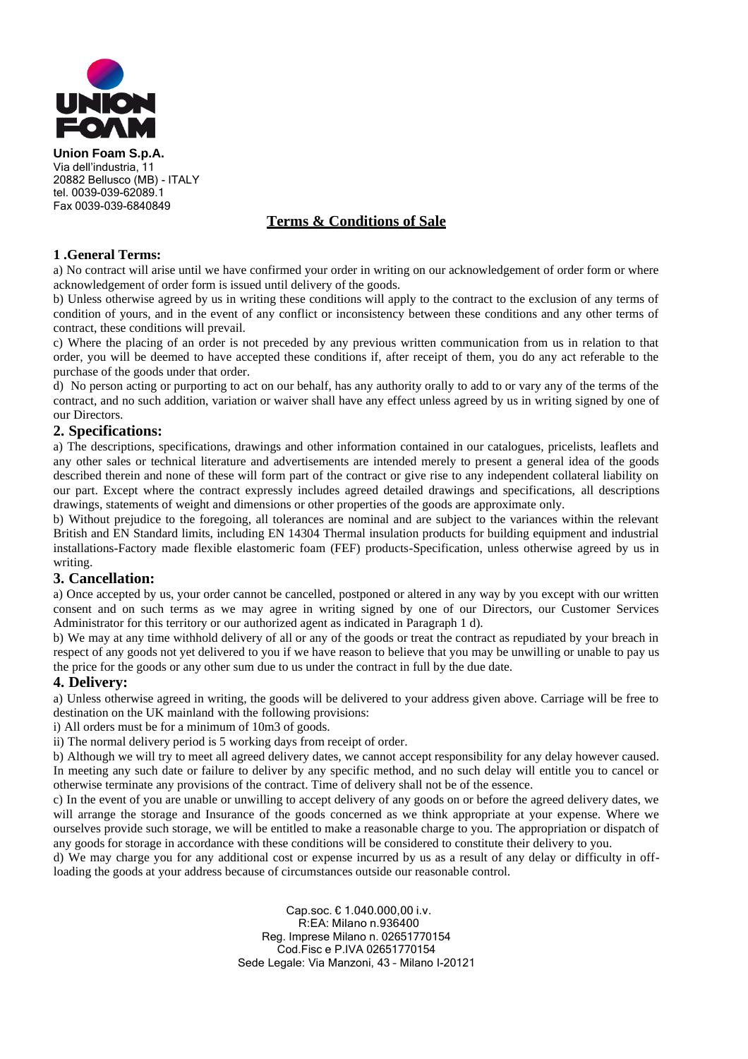**Union Foam S.p.A.**
Via dell'industria, 11
20882 Bellusco (MB) - ITALY
tel. 0039-039-62089.1
Fax 0039-039-6840849

# Terms & Conditions of Sale

## 1 .General Terms:

a) No contract will arise until we have confirmed your order in writing on our acknowledgement of order form or where acknowledgement of order form is issued until delivery of the goods.

b) Unless otherwise agreed by us in writing these conditions will apply to the contract to the exclusion of any terms of condition of yours, and in the event of any conflict or inconsistency between these conditions and any other terms of contract, these conditions will prevail.

c) Where the placing of an order is not preceded by any previous written communication from us in relation to that order, you will be deemed to have accepted these conditions if, after receipt of them, you do any act referable to the purchase of the goods under that order.

d) No person acting or purporting to act on our behalf, has any authority orally to add to or vary any of the terms of the contract, and no such addition, variation or waiver shall have any effect unless agreed by us in writing signed by one of our Directors.

## 2. Specifications:

a) The descriptions, specifications, drawings and other information contained in our catalogues, pricelists, leaflets and any other sales or technical literature and advertisements are intended merely to present a general idea of the goods described therein and none of these will form part of the contract or give rise to any independent collateral liability on our part. Except where the contract expressly includes agreed detailed drawings and specifications, all descriptions drawings, statements of weight and dimensions or other properties of the goods are approximate only.

b) Without prejudice to the foregoing, all tolerances are nominal and are subject to the variances within the relevant British and EN Standard limits, including EN 14304 Thermal insulation products for building equipment and industrial installations-Factory made flexible elastomeric foam (FEF) products-Specification, unless otherwise agreed by us in writing.

## 3. Cancellation:

a) Once accepted by us, your order cannot be cancelled, postponed or altered in any way by you except with our written consent and on such terms as we may agree in writing signed by one of our Directors, our Customer Services Administrator for this territory or our authorized agent as indicated in Paragraph 1 d).

b) We may at any time withhold delivery of all or any of the goods or treat the contract as repudiated by your breach in respect of any goods not yet delivered to you if we have reason to believe that you may be unwilling or unable to pay us the price for the goods or any other sum due to us under the contract in full by the due date.

## 4. Delivery:

a) Unless otherwise agreed in writing, the goods will be delivered to your address given above. Carriage will be free to destination on the UK mainland with the following provisions:

i) All orders must be for a minimum of 10m3 of goods.

ii) The normal delivery period is 5 working days from receipt of order.

b) Although we will try to meet all agreed delivery dates, we cannot accept responsibility for any delay however caused. In meeting any such date or failure to deliver by any specific method, and no such delay will entitle you to cancel or otherwise terminate any provisions of the contract. Time of delivery shall not be of the essence.

c) In the event of you are unable or unwilling to accept delivery of any goods on or before the agreed delivery dates, we will arrange the storage and Insurance of the goods concerned as we think appropriate at your expense. Where we ourselves provide such storage, we will be entitled to make a reasonable charge to you. The appropriation or dispatch of any goods for storage in accordance with these conditions will be considered to constitute their delivery to you.

d) We may charge you for any additional cost or expense incurred by us as a result of any delay or difficulty in off-loading the goods at your address because of circumstances outside our reasonable control.

Cap.soc. € 1.040.000,00 i.v.
R:EA: Milano n.936400
Reg. Imprese Milano n. 02651770154
Cod.Fisc e P.IVA 02651770154
Sede Legale: Via Manzoni, 43 - Milano I-20121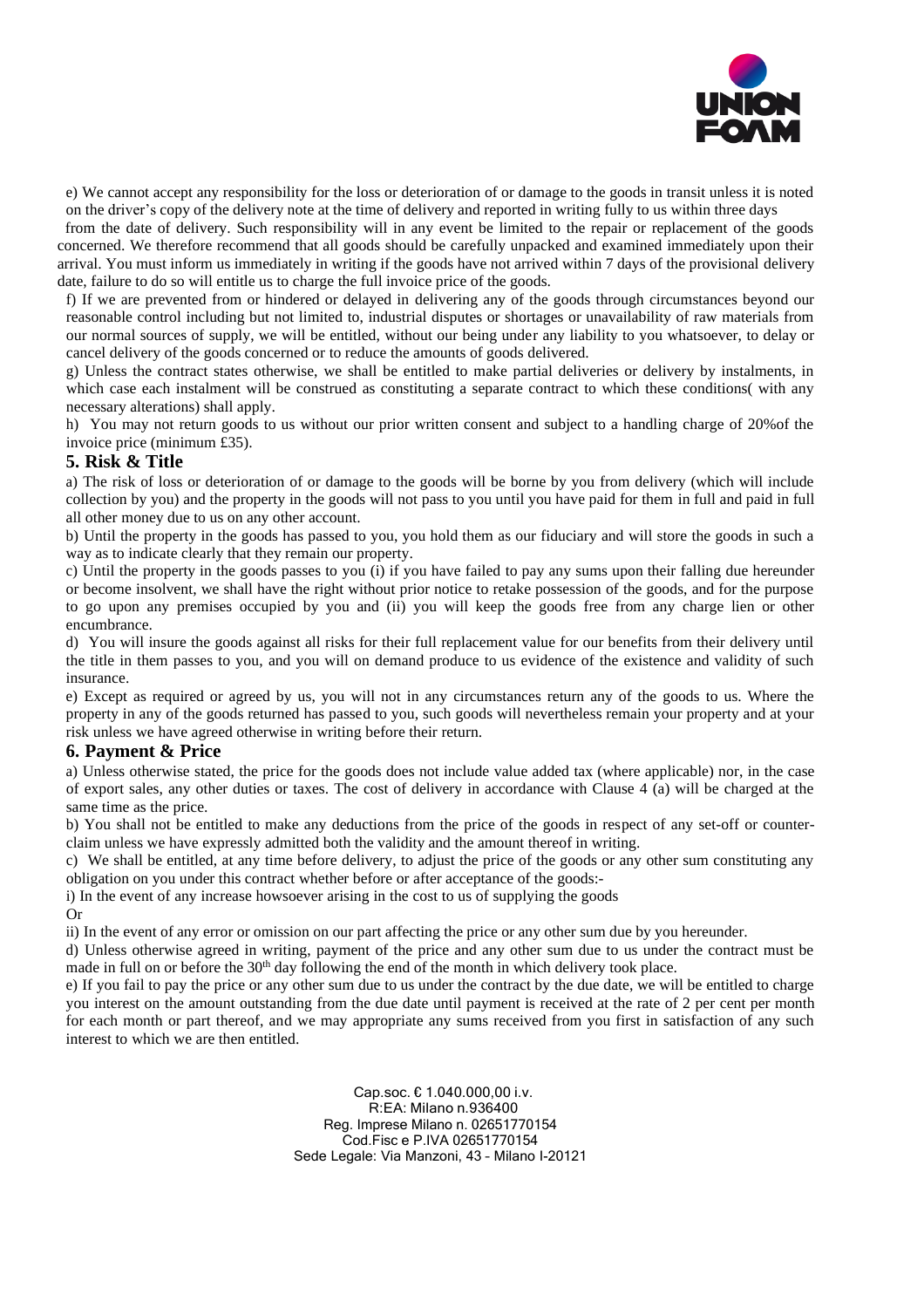e) We cannot accept any responsibility for the loss or deterioration of or damage to the goods in transit unless it is noted on the driver's copy of the delivery note at the time of delivery and reported in writing fully to us within three days from the date of delivery. Such responsibility will in any event be limited to the repair or replacement of the goods concerned. We therefore recommend that all goods should be carefully unpacked and examined immediately upon their arrival. You must inform us immediately in writing if the goods have not arrived within 7 days of the provisional delivery date, failure to do so will entitle us to charge the full invoice price of the goods.

f) If we are prevented from or hindered or delayed in delivering any of the goods through circumstances beyond our reasonable control including but not limited to, industrial disputes or shortages or unavailability of raw materials from our normal sources of supply, we will be entitled, without our being under any liability to you whatsoever, to delay or cancel delivery of the goods concerned or to reduce the amounts of goods delivered.

g) Unless the contract states otherwise, we shall be entitled to make partial deliveries or delivery by instalments, in which case each instalment will be construed as constituting a separate contract to which these conditions( with any necessary alterations) shall apply.

h) You may not return goods to us without our prior written consent and subject to a handling charge of 20%of the invoice price (minimum £35).

## 5. Risk & Title

a) The risk of loss or deterioration of or damage to the goods will be borne by you from delivery (which will include collection by you) and the property in the goods will not pass to you until you have paid for them in full and paid in full all other money due to us on any other account.

b) Until the property in the goods has passed to you, you hold them as our fiduciary and will store the goods in such a way as to indicate clearly that they remain our property.

c) Until the property in the goods passes to you (i) if you have failed to pay any sums upon their falling due hereunder or become insolvent, we shall have the right without prior notice to retake possession of the goods, and for the purpose to go upon any premises occupied by you and (ii) you will keep the goods free from any charge lien or other encumbrance.

d) You will insure the goods against all risks for their full replacement value for our benefits from their delivery until the title in them passes to you, and you will on demand produce to us evidence of the existence and validity of such insurance.

e) Except as required or agreed by us, you will not in any circumstances return any of the goods to us. Where the property in any of the goods returned has passed to you, such goods will nevertheless remain your property and at your risk unless we have agreed otherwise in writing before their return.

## 6. Payment & Price

a) Unless otherwise stated, the price for the goods does not include value added tax (where applicable) nor, in the case of export sales, any other duties or taxes. The cost of delivery in accordance with Clause 4 (a) will be charged at the same time as the price.

b) You shall not be entitled to make any deductions from the price of the goods in respect of any set-off or counter-claim unless we have expressly admitted both the validity and the amount thereof in writing.

c) We shall be entitled, at any time before delivery, to adjust the price of the goods or any other sum constituting any obligation on you under this contract whether before or after acceptance of the goods:-

i) In the event of any increase howsoever arising in the cost to us of supplying the goods

Or

ii) In the event of any error or omission on our part affecting the price or any other sum due by you hereunder.

d) Unless otherwise agreed in writing, payment of the price and any other sum due to us under the contract must be made in full on or before the 30th day following the end of the month in which delivery took place.

e) If you fail to pay the price or any other sum due to us under the contract by the due date, we will be entitled to charge you interest on the amount outstanding from the due date until payment is received at the rate of 2 per cent per month for each month or part thereof, and we may appropriate any sums received from you first in satisfaction of any such interest to which we are then entitled.

Cap.soc. € 1.040.000,00 i.v.
R:EA: Milano n.936400
Reg. Imprese Milano n. 02651770154
Cod.Fisc e P.IVA 02651770154
Sede Legale: Via Manzoni, 43 - Milano I-20121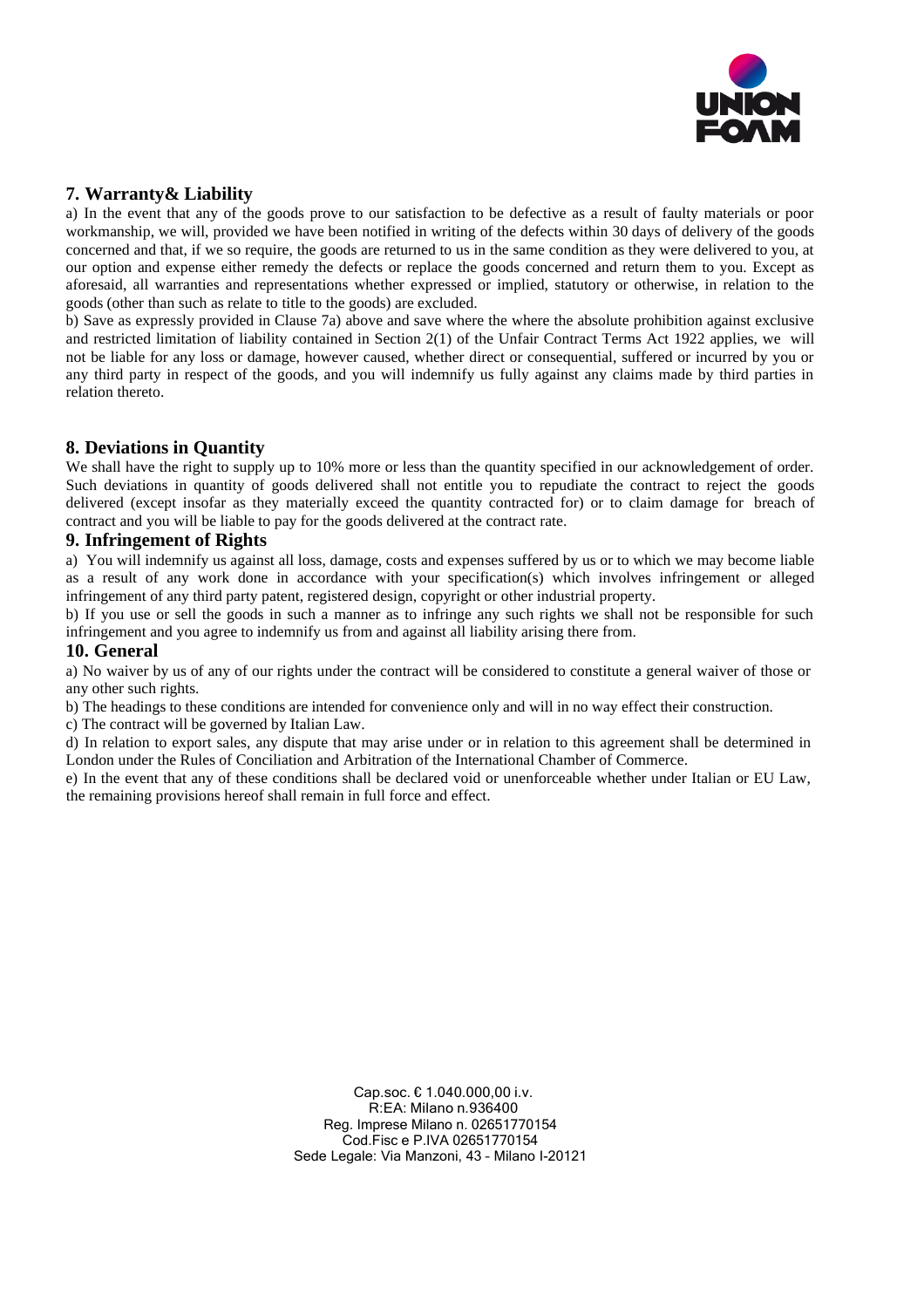## 7. Warranty& Liability

a) In the event that any of the goods prove to our satisfaction to be defective as a result of faulty materials or poor workmanship, we will, provided we have been notified in writing of the defects within 30 days of delivery of the goods concerned and that, if we so require, the goods are returned to us in the same condition as they were delivered to you, at our option and expense either remedy the defects or replace the goods concerned and return them to you. Except as aforesaid, all warranties and representations whether expressed or implied, statutory or otherwise, in relation to the goods (other than such as relate to title to the goods) are excluded.

b) Save as expressly provided in Clause 7a) above and save where the where the absolute prohibition against exclusive and restricted limitation of liability contained in Section 2(1) of the Unfair Contract Terms Act 1922 applies, we will not be liable for any loss or damage, however caused, whether direct or consequential, suffered or incurred by you or any third party in respect of the goods, and you will indemnify us fully against any claims made by third parties in relation thereto.

## 8. Deviations in Quantity

We shall have the right to supply up to 10% more or less than the quantity specified in our acknowledgement of order. Such deviations in quantity of goods delivered shall not entitle you to repudiate the contract to reject the goods delivered (except insofar as they materially exceed the quantity contracted for) or to claim damage for breach of contract and you will be liable to pay for the goods delivered at the contract rate.

## 9. Infringement of Rights

a) You will indemnify us against all loss, damage, costs and expenses suffered by us or to which we may become liable as a result of any work done in accordance with your specification(s) which involves infringement or alleged infringement of any third party patent, registered design, copyright or other industrial property.

b) If you use or sell the goods in such a manner as to infringe any such rights we shall not be responsible for such infringement and you agree to indemnify us from and against all liability arising there from.

## 10. General

a) No waiver by us of any of our rights under the contract will be considered to constitute a general waiver of those or any other such rights.

b) The headings to these conditions are intended for convenience only and will in no way effect their construction.

c) The contract will be governed by Italian Law.

d) In relation to export sales, any dispute that may arise under or in relation to this agreement shall be determined in London under the Rules of Conciliation and Arbitration of the International Chamber of Commerce.

e) In the event that any of these conditions shall be declared void or unenforceable whether under Italian or EU Law, the remaining provisions hereof shall remain in full force and effect.